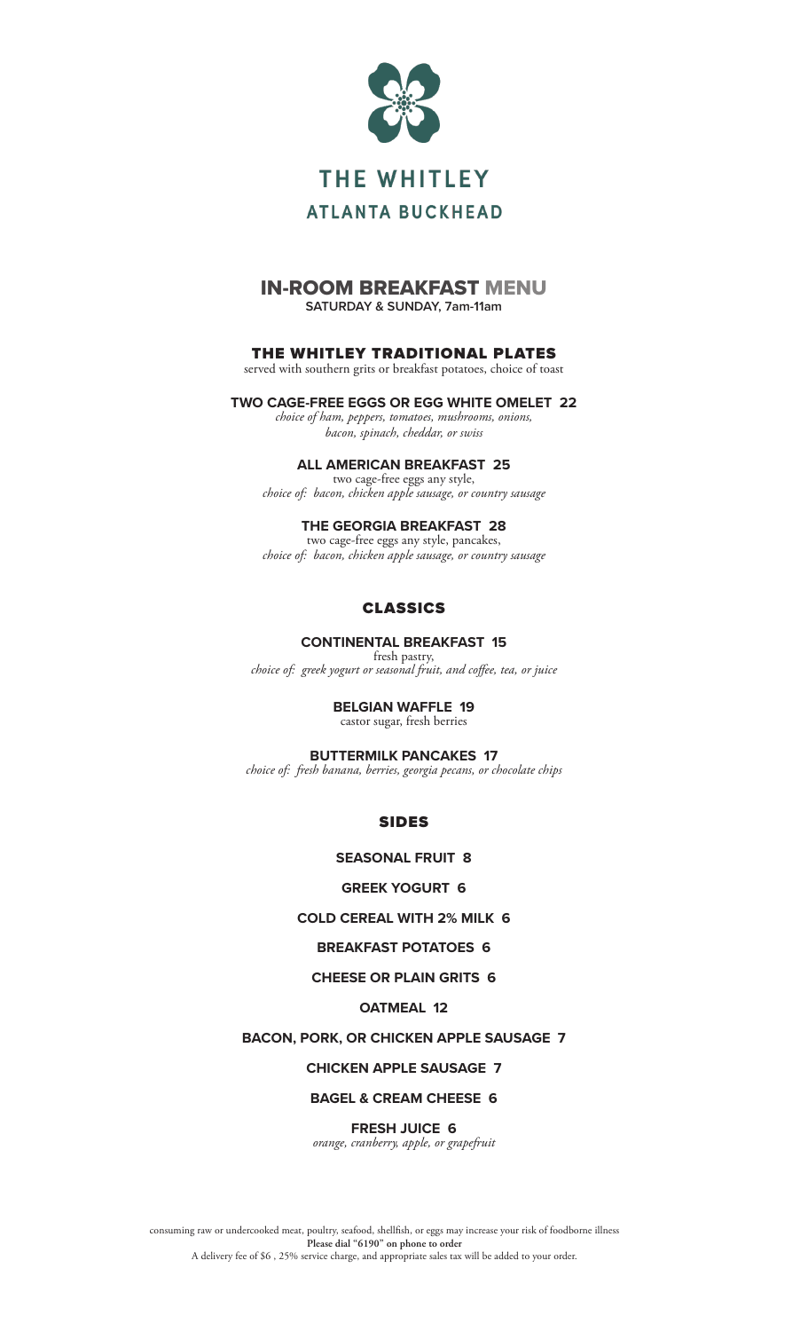# THE WHITLEY

## ATLANTA BUCKHEAD

# IN-ROOM BREAKFAST MENU

**SATURDAY & SUNDAY, 7am-11am**

## THE WHITLEY TRADITIONAL PLATES

served with southern grits or breakfast potatoes, choice of toast

**TWO CAGE-FREE EGGS OR EGG WHITE OMELET 22**
*choice of ham, peppers, tomatoes, mushrooms, onions, bacon, spinach, cheddar, or swiss*

**ALL AMERICAN BREAKFAST 25**
two cage-free eggs any style,
*choice of: bacon, chicken apple sausage, or country sausage*

**THE GEORGIA BREAKFAST 28**
two cage-free eggs any style, pancakes,
*choice of: bacon, chicken apple sausage, or country sausage*

## CLASSICS

**CONTINENTAL BREAKFAST 15**
fresh pastry,
*choice of: greek yogurt or seasonal fruit, and coffee, tea, or juice*

**BELGIAN WAFFLE 19**
castor sugar, fresh berries

**BUTTERMILK PANCAKES 17**
*choice of: fresh banana, berries, georgia pecans, or chocolate chips*

## SIDES

**SEASONAL FRUIT 8**

**GREEK YOGURT 6**

**COLD CEREAL WITH 2% MILK 6**

**BREAKFAST POTATOES 6**

**CHEESE OR PLAIN GRITS 6**

**OATMEAL 12**

**BACON, PORK, OR CHICKEN APPLE SAUSAGE 7**

**CHICKEN APPLE SAUSAGE 7**

**BAGEL & CREAM CHEESE 6**

**FRESH JUICE 6**
*orange, cranberry, apple, or grapefruit*

consuming raw or undercooked meat, poultry, seafood, shellfish, or eggs may increase your risk of foodborne illness
**Please dial "6190" on phone to order**
A delivery fee of $6 , 25% service charge, and appropriate sales tax will be added to your order.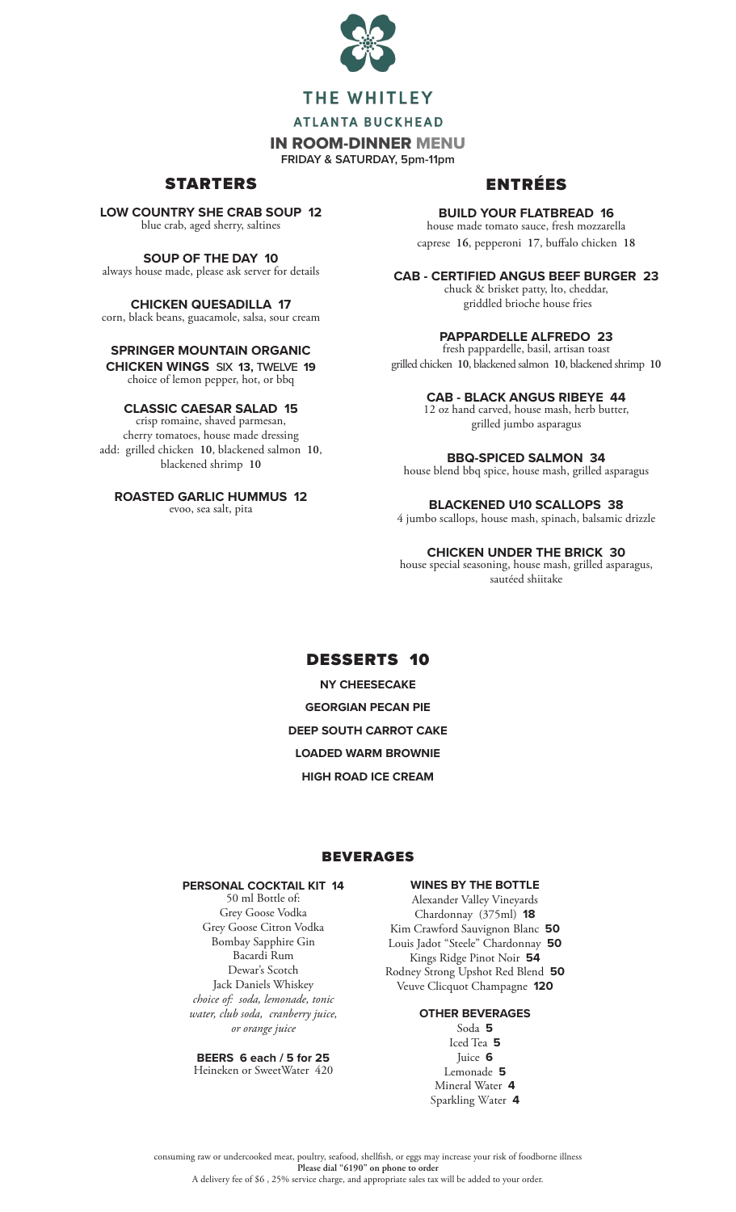# THE WHITLEY

## ATLANTA BUCKHEAD

## IN ROOM-DINNER MENU

**FRIDAY & SATURDAY, 5pm-11pm**

## STARTERS

**LOW COUNTRY SHE CRAB SOUP 12**
blue crab, aged sherry, saltines

**SOUP OF THE DAY 10**
always house made, please ask server for details

**CHICKEN QUESADILLA 17**
corn, black beans, guacamole, salsa, sour cream

**SPRINGER MOUNTAIN ORGANIC CHICKEN WINGS** SIX **13,** TWELVE **19**
choice of lemon pepper, hot, or bbq

**CLASSIC CAESAR SALAD 15**
crisp romaine, shaved parmesan, cherry tomatoes, house made dressing
add: grilled chicken **10**, blackened salmon **10**, blackened shrimp **10**

**ROASTED GARLIC HUMMUS 12**
evoo, sea salt, pita

## ENTRÉES

**BUILD YOUR FLATBREAD 16**
house made tomato sauce, fresh mozzarella
caprese **16**, pepperoni **17**, buffalo chicken **18**

**CAB - CERTIFIED ANGUS BEEF BURGER 23**
chuck & brisket patty, lto, cheddar, griddled brioche house fries

**PAPPARDELLE ALFREDO 23**
fresh pappardelle, basil, artisan toast
grilled chicken **10**, blackened salmon **10**, blackened shrimp **10**

**CAB - BLACK ANGUS RIBEYE 44**
12 oz hand carved, house mash, herb butter, grilled jumbo asparagus

**BBQ-SPICED SALMON 34**
house blend bbq spice, house mash, grilled asparagus

**BLACKENED U10 SCALLOPS 38**
4 jumbo scallops, house mash, spinach, balsamic drizzle

**CHICKEN UNDER THE BRICK 30**
house special seasoning, house mash, grilled asparagus, sautéed shiitake

## DESSERTS 10

**NY CHEESECAKE**

**GEORGIAN PECAN PIE**

**DEEP SOUTH CARROT CAKE**

**LOADED WARM BROWNIE**

**HIGH ROAD ICE CREAM**

## BEVERAGES

**PERSONAL COCKTAIL KIT 14**
50 ml Bottle of:
Grey Goose Vodka
Grey Goose Citron Vodka
Bombay Sapphire Gin
Bacardi Rum
Dewar's Scotch
Jack Daniels Whiskey
*choice of: soda, lemonade, tonic water, club soda, cranberry juice, or orange juice*

**BEERS 6 each / 5 for 25**
Heineken or SweetWater 420

**WINES BY THE BOTTLE**
Alexander Valley Vineyards Chardonnay (375ml) **18**
Kim Crawford Sauvignon Blanc **50**
Louis Jadot "Steele" Chardonnay **50**
Kings Ridge Pinot Noir **54**
Rodney Strong Upshot Red Blend **50**
Veuve Clicquot Champagne **120**

**OTHER BEVERAGES**
Soda **5**
Iced Tea **5**
Juice **6**
Lemonade **5**
Mineral Water **4**
Sparkling Water **4**

consuming raw or undercooked meat, poultry, seafood, shellfish, or eggs may increase your risk of foodborne illness
**Please dial "6190" on phone to order**
A delivery fee of $6 , 25% service charge, and appropriate sales tax will be added to your order.